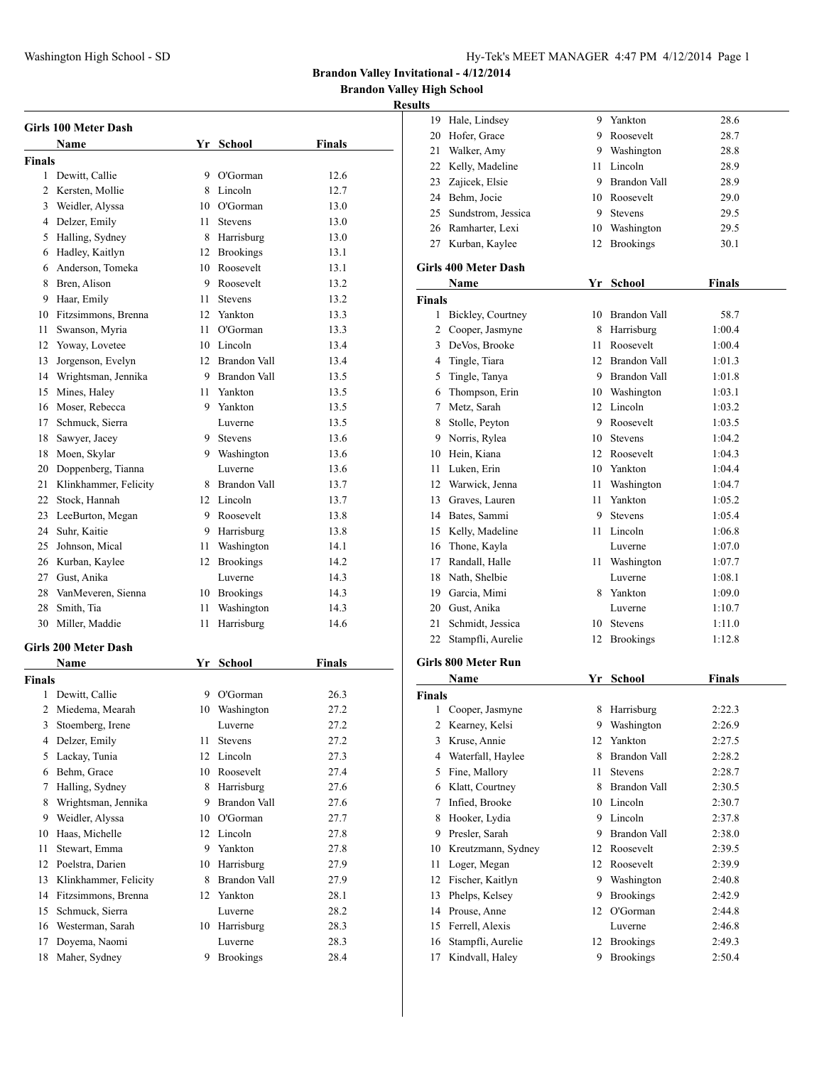# Brandon Valley Invitational - 4/12/2014

## Brandon Valley High School

### Results

#### Girls 100 Meter Dash

| | Name | Yr | School | Finals |
|---|---|---|---|---|
| **Finals** | | | | |
| 1 | Dewitt, Callie | 9 | O'Gorman | 12.6 |
| 2 | Kersten, Mollie | 8 | Lincoln | 12.7 |
| 3 | Weidler, Alyssa | 10 | O'Gorman | 13.0 |
| 4 | Delzer, Emily | 11 | Stevens | 13.0 |
| 5 | Halling, Sydney | 8 | Harrisburg | 13.0 |
| 6 | Hadley, Kaitlyn | 12 | Brookings | 13.1 |
| 6 | Anderson, Tomeka | 10 | Roosevelt | 13.1 |
| 8 | Bren, Alison | 9 | Roosevelt | 13.2 |
| 9 | Haar, Emily | 11 | Stevens | 13.2 |
| 10 | Fitzsimmons, Brenna | 12 | Yankton | 13.3 |
| 11 | Swanson, Myria | 11 | O'Gorman | 13.3 |
| 12 | Yoway, Lovetee | 10 | Lincoln | 13.4 |
| 13 | Jorgenson, Evelyn | 12 | Brandon Vall | 13.4 |
| 14 | Wrightsman, Jennika | 9 | Brandon Vall | 13.5 |
| 15 | Mines, Haley | 11 | Yankton | 13.5 |
| 16 | Moser, Rebecca | 9 | Yankton | 13.5 |
| 17 | Schmuck, Sierra | | Luverne | 13.5 |
| 18 | Sawyer, Jacey | 9 | Stevens | 13.6 |
| 18 | Moen, Skylar | 9 | Washington | 13.6 |
| 20 | Doppenberg, Tianna | | Luverne | 13.6 |
| 21 | Klinkhammer, Felicity | 8 | Brandon Vall | 13.7 |
| 22 | Stock, Hannah | 12 | Lincoln | 13.7 |
| 23 | LeeBurton, Megan | 9 | Roosevelt | 13.8 |
| 24 | Suhr, Kaitie | 9 | Harrisburg | 13.8 |
| 25 | Johnson, Mical | 11 | Washington | 14.1 |
| 26 | Kurban, Kaylee | 12 | Brookings | 14.2 |
| 27 | Gust, Anika | | Luverne | 14.3 |
| 28 | VanMeveren, Sienna | 10 | Brookings | 14.3 |
| 28 | Smith, Tia | 11 | Washington | 14.3 |
| 30 | Miller, Maddie | 11 | Harrisburg | 14.6 |

#### Girls 200 Meter Dash

| | Name | Yr | School | Finals |
|---|---|---|---|---|
| **Finals** | | | | |
| 1 | Dewitt, Callie | 9 | O'Gorman | 26.3 |
| 2 | Miedema, Mearah | 10 | Washington | 27.2 |
| 3 | Stoemberg, Irene | | Luverne | 27.2 |
| 4 | Delzer, Emily | 11 | Stevens | 27.2 |
| 5 | Lackay, Tunia | 12 | Lincoln | 27.3 |
| 6 | Behm, Grace | 10 | Roosevelt | 27.4 |
| 7 | Halling, Sydney | 8 | Harrisburg | 27.6 |
| 8 | Wrightsman, Jennika | 9 | Brandon Vall | 27.6 |
| 9 | Weidler, Alyssa | 10 | O'Gorman | 27.7 |
| 10 | Haas, Michelle | 12 | Lincoln | 27.8 |
| 11 | Stewart, Emma | 9 | Yankton | 27.8 |
| 12 | Poelstra, Darien | 10 | Harrisburg | 27.9 |
| 13 | Klinkhammer, Felicity | 8 | Brandon Vall | 27.9 |
| 14 | Fitzsimmons, Brenna | 12 | Yankton | 28.1 |
| 15 | Schmuck, Sierra | | Luverne | 28.2 |
| 16 | Westerman, Sarah | 10 | Harrisburg | 28.3 |
| 17 | Doyema, Naomi | | Luverne | 28.3 |
| 18 | Maher, Sydney | 9 | Brookings | 28.4 |
| 19 | Hale, Lindsey | 9 | Yankton | 28.6 |
| 20 | Hofer, Grace | 9 | Roosevelt | 28.7 |
| 21 | Walker, Amy | 9 | Washington | 28.8 |
| 22 | Kelly, Madeline | 11 | Lincoln | 28.9 |
| 23 | Zajicek, Elsie | 9 | Brandon Vall | 28.9 |
| 24 | Behm, Jocie | 10 | Roosevelt | 29.0 |
| 25 | Sundstrom, Jessica | 9 | Stevens | 29.5 |
| 26 | Ramharter, Lexi | 10 | Washington | 29.5 |
| 27 | Kurban, Kaylee | 12 | Brookings | 30.1 |

#### Girls 400 Meter Dash

| | Name | Yr | School | Finals |
|---|---|---|---|---|
| **Finals** | | | | |
| 1 | Bickley, Courtney | 10 | Brandon Vall | 58.7 |
| 2 | Cooper, Jasmyne | 8 | Harrisburg | 1:00.4 |
| 3 | DeVos, Brooke | 11 | Roosevelt | 1:00.4 |
| 4 | Tingle, Tiara | 12 | Brandon Vall | 1:01.3 |
| 5 | Tingle, Tanya | 9 | Brandon Vall | 1:01.8 |
| 6 | Thompson, Erin | 10 | Washington | 1:03.1 |
| 7 | Metz, Sarah | 12 | Lincoln | 1:03.2 |
| 8 | Stolle, Peyton | 9 | Roosevelt | 1:03.5 |
| 9 | Norris, Rylea | 10 | Stevens | 1:04.2 |
| 10 | Hein, Kiana | 12 | Roosevelt | 1:04.3 |
| 11 | Luken, Erin | 10 | Yankton | 1:04.4 |
| 12 | Warwick, Jenna | 11 | Washington | 1:04.7 |
| 13 | Graves, Lauren | 11 | Yankton | 1:05.2 |
| 14 | Bates, Sammi | 9 | Stevens | 1:05.4 |
| 15 | Kelly, Madeline | 11 | Lincoln | 1:06.8 |
| 16 | Thone, Kayla | | Luverne | 1:07.0 |
| 17 | Randall, Halle | 11 | Washington | 1:07.7 |
| 18 | Nath, Shelbie | | Luverne | 1:08.1 |
| 19 | Garcia, Mimi | 8 | Yankton | 1:09.0 |
| 20 | Gust, Anika | | Luverne | 1:10.7 |
| 21 | Schmidt, Jessica | 10 | Stevens | 1:11.0 |
| 22 | Stampfli, Aurelie | 12 | Brookings | 1:12.8 |

#### Girls 800 Meter Run

| | Name | Yr | School | Finals |
|---|---|---|---|---|
| **Finals** | | | | |
| 1 | Cooper, Jasmyne | 8 | Harrisburg | 2:22.3 |
| 2 | Kearney, Kelsi | 9 | Washington | 2:26.9 |
| 3 | Kruse, Annie | 12 | Yankton | 2:27.5 |
| 4 | Waterfall, Haylee | 8 | Brandon Vall | 2:28.2 |
| 5 | Fine, Mallory | 11 | Stevens | 2:28.7 |
| 6 | Klatt, Courtney | 8 | Brandon Vall | 2:30.5 |
| 7 | Infied, Brooke | 10 | Lincoln | 2:30.7 |
| 8 | Hooker, Lydia | 9 | Lincoln | 2:37.8 |
| 9 | Presler, Sarah | 9 | Brandon Vall | 2:38.0 |
| 10 | Kreutzmann, Sydney | 12 | Roosevelt | 2:39.5 |
| 11 | Loger, Megan | 12 | Roosevelt | 2:39.9 |
| 12 | Fischer, Kaitlyn | 9 | Washington | 2:40.8 |
| 13 | Phelps, Kelsey | 9 | Brookings | 2:42.9 |
| 14 | Prouse, Anne | 12 | O'Gorman | 2:44.8 |
| 15 | Ferrell, Alexis | | Luverne | 2:46.8 |
| 16 | Stampfli, Aurelie | 12 | Brookings | 2:49.3 |
| 17 | Kindvall, Haley | 9 | Brookings | 2:50.4 |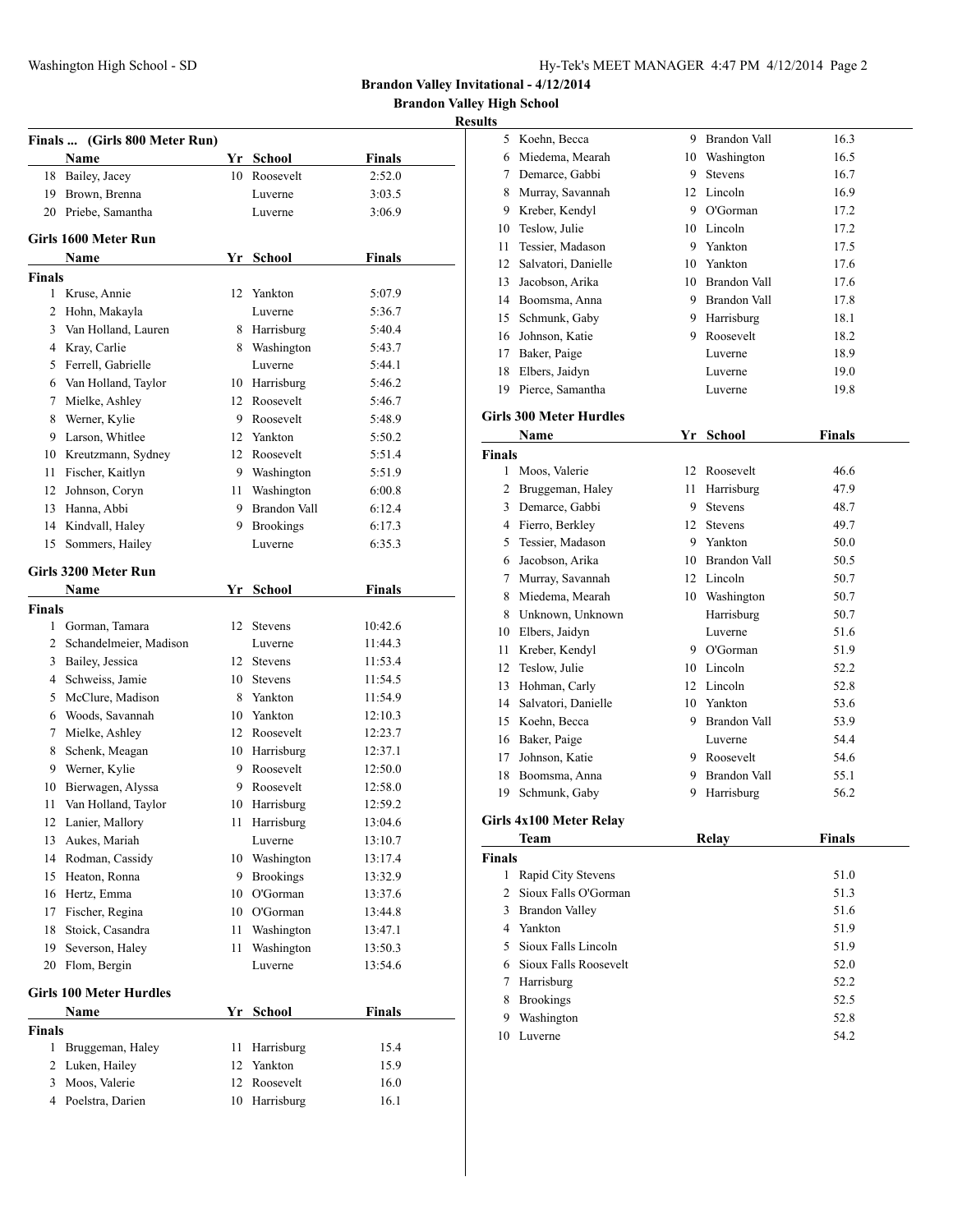## Brandon Valley Invitational - 4/12/2014

## Brandon Valley High School

### Results

### Finals ... (Girls 800 Meter Run)

| | Name | Yr | School | Finals |
|---|---|---|---|---|
| 18 | Bailey, Jacey | 10 | Roosevelt | 2:52.0 |
| 19 | Brown, Brenna | | Luverne | 3:03.5 |
| 20 | Priebe, Samantha | | Luverne | 3:06.9 |

### Girls 1600 Meter Run

| | Name | Yr | School | Finals |
|---|---|---|---|---|
| **Finals** | | | | |
| 1 | Kruse, Annie | 12 | Yankton | 5:07.9 |
| 2 | Hohn, Makayla | | Luverne | 5:36.7 |
| 3 | Van Holland, Lauren | 8 | Harrisburg | 5:40.4 |
| 4 | Kray, Carlie | 8 | Washington | 5:43.7 |
| 5 | Ferrell, Gabrielle | | Luverne | 5:44.1 |
| 6 | Van Holland, Taylor | 10 | Harrisburg | 5:46.2 |
| 7 | Mielke, Ashley | 12 | Roosevelt | 5:46.7 |
| 8 | Werner, Kylie | 9 | Roosevelt | 5:48.9 |
| 9 | Larson, Whitlee | 12 | Yankton | 5:50.2 |
| 10 | Kreutzmann, Sydney | 12 | Roosevelt | 5:51.4 |
| 11 | Fischer, Kaitlyn | 9 | Washington | 5:51.9 |
| 12 | Johnson, Coryn | 11 | Washington | 6:00.8 |
| 13 | Hanna, Abbi | 9 | Brandon Vall | 6:12.4 |
| 14 | Kindvall, Haley | 9 | Brookings | 6:17.3 |
| 15 | Sommers, Hailey | | Luverne | 6:35.3 |

### Girls 3200 Meter Run

| | Name | Yr | School | Finals |
|---|---|---|---|---|
| **Finals** | | | | |
| 1 | Gorman, Tamara | 12 | Stevens | 10:42.6 |
| 2 | Schandelmeier, Madison | | Luverne | 11:44.3 |
| 3 | Bailey, Jessica | 12 | Stevens | 11:53.4 |
| 4 | Schweiss, Jamie | 10 | Stevens | 11:54.5 |
| 5 | McClure, Madison | 8 | Yankton | 11:54.9 |
| 6 | Woods, Savannah | 10 | Yankton | 12:10.3 |
| 7 | Mielke, Ashley | 12 | Roosevelt | 12:23.7 |
| 8 | Schenk, Meagan | 10 | Harrisburg | 12:37.1 |
| 9 | Werner, Kylie | 9 | Roosevelt | 12:50.0 |
| 10 | Bierwagen, Alyssa | 9 | Roosevelt | 12:58.0 |
| 11 | Van Holland, Taylor | 10 | Harrisburg | 12:59.2 |
| 12 | Lanier, Mallory | 11 | Harrisburg | 13:04.6 |
| 13 | Aukes, Mariah | | Luverne | 13:10.7 |
| 14 | Rodman, Cassidy | 10 | Washington | 13:17.4 |
| 15 | Heaton, Ronna | 9 | Brookings | 13:32.9 |
| 16 | Hertz, Emma | 10 | O'Gorman | 13:37.6 |
| 17 | Fischer, Regina | 10 | O'Gorman | 13:44.8 |
| 18 | Stoick, Casandra | 11 | Washington | 13:47.1 |
| 19 | Severson, Haley | 11 | Washington | 13:50.3 |
| 20 | Flom, Bergin | | Luverne | 13:54.6 |

### Girls 100 Meter Hurdles

| | Name | Yr | School | Finals |
|---|---|---|---|---|
| **Finals** | | | | |
| 1 | Bruggeman, Haley | 11 | Harrisburg | 15.4 |
| 2 | Luken, Hailey | 12 | Yankton | 15.9 |
| 3 | Moos, Valerie | 12 | Roosevelt | 16.0 |
| 4 | Poelstra, Darien | 10 | Harrisburg | 16.1 |
| 5 | Koehn, Becca | 9 | Brandon Vall | 16.3 |
| 6 | Miedema, Mearah | 10 | Washington | 16.5 |
| 7 | Demarce, Gabbi | 9 | Stevens | 16.7 |
| 8 | Murray, Savannah | 12 | Lincoln | 16.9 |
| 9 | Kreber, Kendyl | 9 | O'Gorman | 17.2 |
| 10 | Teslow, Julie | 10 | Lincoln | 17.2 |
| 11 | Tessier, Madason | 9 | Yankton | 17.5 |
| 12 | Salvatori, Danielle | 10 | Yankton | 17.6 |
| 13 | Jacobson, Arika | 10 | Brandon Vall | 17.6 |
| 14 | Boomsma, Anna | 9 | Brandon Vall | 17.8 |
| 15 | Schmunk, Gaby | 9 | Harrisburg | 18.1 |
| 16 | Johnson, Katie | 9 | Roosevelt | 18.2 |
| 17 | Baker, Paige | | Luverne | 18.9 |
| 18 | Elbers, Jaidyn | | Luverne | 19.0 |
| 19 | Pierce, Samantha | | Luverne | 19.8 |

### Girls 300 Meter Hurdles

| | Name | Yr | School | Finals |
|---|---|---|---|---|
| **Finals** | | | | |
| 1 | Moos, Valerie | 12 | Roosevelt | 46.6 |
| 2 | Bruggeman, Haley | 11 | Harrisburg | 47.9 |
| 3 | Demarce, Gabbi | 9 | Stevens | 48.7 |
| 4 | Fierro, Berkley | 12 | Stevens | 49.7 |
| 5 | Tessier, Madason | 9 | Yankton | 50.0 |
| 6 | Jacobson, Arika | 10 | Brandon Vall | 50.5 |
| 7 | Murray, Savannah | 12 | Lincoln | 50.7 |
| 8 | Miedema, Mearah | 10 | Washington | 50.7 |
| 8 | Unknown, Unknown | | Harrisburg | 50.7 |
| 10 | Elbers, Jaidyn | | Luverne | 51.6 |
| 11 | Kreber, Kendyl | 9 | O'Gorman | 51.9 |
| 12 | Teslow, Julie | 10 | Lincoln | 52.2 |
| 13 | Hohman, Carly | 12 | Lincoln | 52.8 |
| 14 | Salvatori, Danielle | 10 | Yankton | 53.6 |
| 15 | Koehn, Becca | 9 | Brandon Vall | 53.9 |
| 16 | Baker, Paige | | Luverne | 54.4 |
| 17 | Johnson, Katie | 9 | Roosevelt | 54.6 |
| 18 | Boomsma, Anna | 9 | Brandon Vall | 55.1 |
| 19 | Schmunk, Gaby | 9 | Harrisburg | 56.2 |

### Girls 4x100 Meter Relay

| | Team | Relay | Finals |
|---|---|---|---|
| **Finals** | | | |
| 1 | Rapid City Stevens | | 51.0 |
| 2 | Sioux Falls O'Gorman | | 51.3 |
| 3 | Brandon Valley | | 51.6 |
| 4 | Yankton | | 51.9 |
| 5 | Sioux Falls Lincoln | | 51.9 |
| 6 | Sioux Falls Roosevelt | | 52.0 |
| 7 | Harrisburg | | 52.2 |
| 8 | Brookings | | 52.5 |
| 9 | Washington | | 52.8 |
| 10 | Luverne | | 54.2 |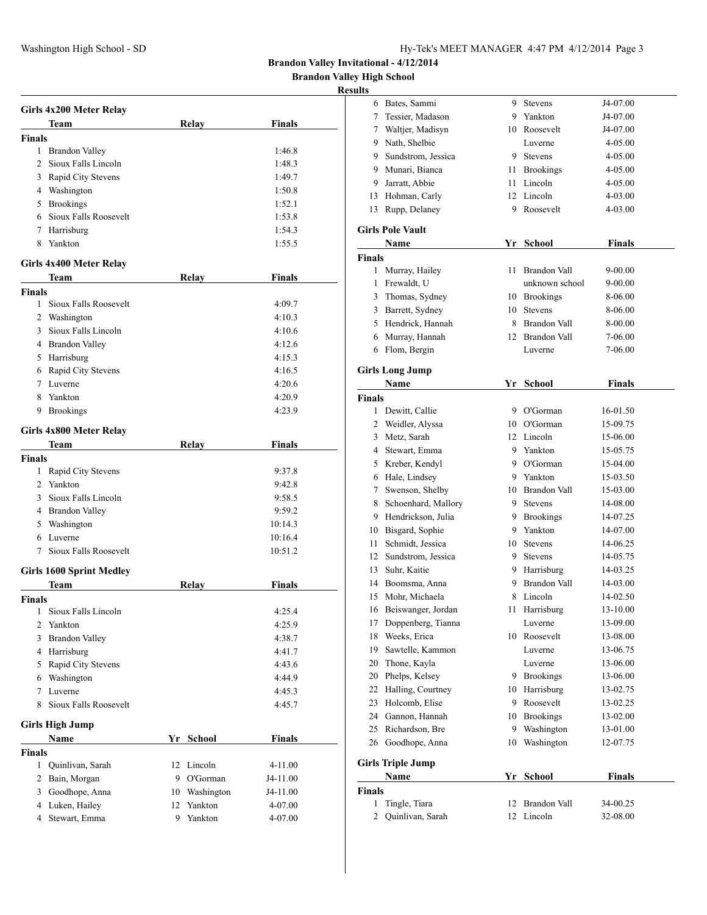# Brandon Valley Invitational - 4/12/2014

## Brandon Valley High School

### Results

**Girls 4x200 Meter Relay**

| | Team | Relay | Finals |
|---|---|---|---|
| **Finals** | | | |
| 1 | Brandon Valley | | 1:46.8 |
| 2 | Sioux Falls Lincoln | | 1:48.3 |
| 3 | Rapid City Stevens | | 1:49.7 |
| 4 | Washington | | 1:50.8 |
| 5 | Brookings | | 1:52.1 |
| 6 | Sioux Falls Roosevelt | | 1:53.8 |
| 7 | Harrisburg | | 1:54.3 |
| 8 | Yankton | | 1:55.5 |

**Girls 4x400 Meter Relay**

| | Team | Relay | Finals |
|---|---|---|---|
| **Finals** | | | |
| 1 | Sioux Falls Roosevelt | | 4:09.7 |
| 2 | Washington | | 4:10.3 |
| 3 | Sioux Falls Lincoln | | 4:10.6 |
| 4 | Brandon Valley | | 4:12.6 |
| 5 | Harrisburg | | 4:15.3 |
| 6 | Rapid City Stevens | | 4:16.5 |
| 7 | Luverne | | 4:20.6 |
| 8 | Yankton | | 4:20.9 |
| 9 | Brookings | | 4:23.9 |

**Girls 4x800 Meter Relay**

| | Team | Relay | Finals |
|---|---|---|---|
| **Finals** | | | |
| 1 | Rapid City Stevens | | 9:37.8 |
| 2 | Yankton | | 9:42.8 |
| 3 | Sioux Falls Lincoln | | 9:58.5 |
| 4 | Brandon Valley | | 9:59.2 |
| 5 | Washington | | 10:14.3 |
| 6 | Luverne | | 10:16.4 |
| 7 | Sioux Falls Roosevelt | | 10:51.2 |

**Girls 1600 Sprint Medley**

| | Team | Relay | Finals |
|---|---|---|---|
| **Finals** | | | |
| 1 | Sioux Falls Lincoln | | 4:25.4 |
| 2 | Yankton | | 4:25.9 |
| 3 | Brandon Valley | | 4:38.7 |
| 4 | Harrisburg | | 4:41.7 |
| 5 | Rapid City Stevens | | 4:43.6 |
| 6 | Washington | | 4:44.9 |
| 7 | Luverne | | 4:45.3 |
| 8 | Sioux Falls Roosevelt | | 4:45.7 |

**Girls High Jump**

| | Name | Yr | School | Finals |
|---|---|---|---|---|
| **Finals** | | | | |
| 1 | Quinlivan, Sarah | 12 | Lincoln | 4-11.00 |
| 2 | Bain, Morgan | 9 | O'Gorman | J4-11.00 |
| 3 | Goodhope, Anna | 10 | Washington | J4-11.00 |
| 4 | Luken, Hailey | 12 | Yankton | 4-07.00 |
| 4 | Stewart, Emma | 9 | Yankton | 4-07.00 |
| 6 | Bates, Sammi | 9 | Stevens | J4-07.00 |
| 7 | Tessier, Madason | 9 | Yankton | J4-07.00 |
| 7 | Waltjer, Madisyn | 10 | Roosevelt | J4-07.00 |
| 9 | Nath, Shelbie | | Luverne | 4-05.00 |
| 9 | Sundstrom, Jessica | 9 | Stevens | 4-05.00 |
| 9 | Munari, Bianca | 11 | Brookings | 4-05.00 |
| 9 | Jarratt, Abbie | 11 | Lincoln | 4-05.00 |
| 13 | Hohman, Carly | 12 | Lincoln | 4-03.00 |
| 13 | Rupp, Delaney | 9 | Roosevelt | 4-03.00 |

**Girls Pole Vault**

| | Name | Yr | School | Finals |
|---|---|---|---|---|
| **Finals** | | | | |
| 1 | Murray, Hailey | 11 | Brandon Vall | 9-00.00 |
| 1 | Frewaldt, U | | unknown school | 9-00.00 |
| 3 | Thomas, Sydney | 10 | Brookings | 8-06.00 |
| 3 | Barrett, Sydney | 10 | Stevens | 8-06.00 |
| 5 | Hendrick, Hannah | 8 | Brandon Vall | 8-00.00 |
| 6 | Murray, Hannah | 12 | Brandon Vall | 7-06.00 |
| 6 | Flom, Bergin | | Luverne | 7-06.00 |

**Girls Long Jump**

| | Name | Yr | School | Finals |
|---|---|---|---|---|
| **Finals** | | | | |
| 1 | Dewitt, Callie | 9 | O'Gorman | 16-01.50 |
| 2 | Weidler, Alyssa | 10 | O'Gorman | 15-09.75 |
| 3 | Metz, Sarah | 12 | Lincoln | 15-06.00 |
| 4 | Stewart, Emma | 9 | Yankton | 15-05.75 |
| 5 | Kreber, Kendyl | 9 | O'Gorman | 15-04.00 |
| 6 | Hale, Lindsey | 9 | Yankton | 15-03.50 |
| 7 | Swenson, Shelby | 10 | Brandon Vall | 15-03.00 |
| 8 | Schoenhard, Mallory | 9 | Stevens | 14-08.00 |
| 9 | Hendrickson, Julia | 9 | Brookings | 14-07.25 |
| 10 | Bisgard, Sophie | 9 | Yankton | 14-07.00 |
| 11 | Schmidt, Jessica | 10 | Stevens | 14-06.25 |
| 12 | Sundstrom, Jessica | 9 | Stevens | 14-05.75 |
| 13 | Suhr, Kaitie | 9 | Harrisburg | 14-03.25 |
| 14 | Boomsma, Anna | 9 | Brandon Vall | 14-03.00 |
| 15 | Mohr, Michaela | 8 | Lincoln | 14-02.50 |
| 16 | Beiswanger, Jordan | 11 | Harrisburg | 13-10.00 |
| 17 | Doppenberg, Tianna | | Luverne | 13-09.00 |
| 18 | Weeks, Erica | 10 | Roosevelt | 13-08.00 |
| 19 | Sawtelle, Kammon | | Luverne | 13-06.75 |
| 20 | Thone, Kayla | | Luverne | 13-06.00 |
| 20 | Phelps, Kelsey | 9 | Brookings | 13-06.00 |
| 22 | Halling, Courtney | 10 | Harrisburg | 13-02.75 |
| 23 | Holcomb, Elise | 9 | Roosevelt | 13-02.25 |
| 24 | Gannon, Hannah | 10 | Brookings | 13-02.00 |
| 25 | Richardson, Bre | 9 | Washington | 13-01.00 |
| 26 | Goodhope, Anna | 10 | Washington | 12-07.75 |

**Girls Triple Jump**

| | Name | Yr | School | Finals |
|---|---|---|---|---|
| **Finals** | | | | |
| 1 | Tingle, Tiara | 12 | Brandon Vall | 34-00.25 |
| 2 | Quinlivan, Sarah | 12 | Lincoln | 32-08.00 |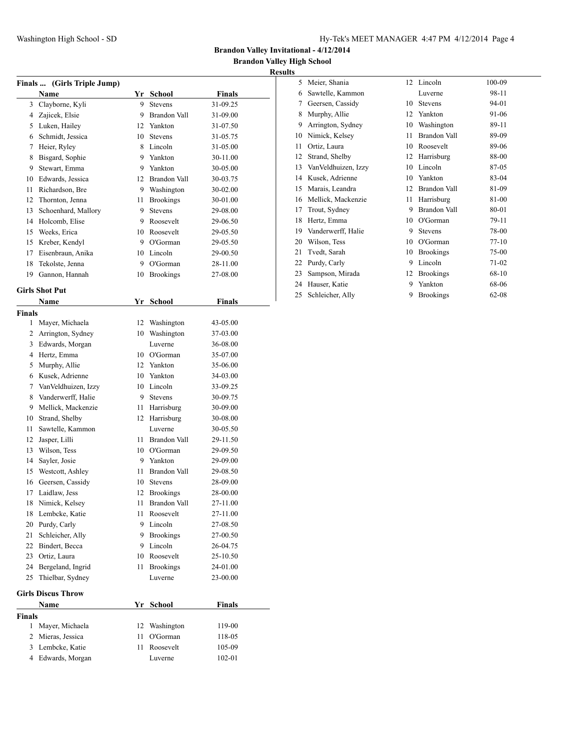**Brandon Valley Invitational - 4/12/2014**

**Brandon Valley High School**

**Results**

### Finals ... (Girls Triple Jump)

| | Name | Yr | School | Finals |
|---|---|---|---|---|
| 3 | Clayborne, Kyli | 9 | Stevens | 31-09.25 |
| 4 | Zajicek, Elsie | 9 | Brandon Vall | 31-09.00 |
| 5 | Luken, Hailey | 12 | Yankton | 31-07.50 |
| 6 | Schmidt, Jessica | 10 | Stevens | 31-05.75 |
| 7 | Heier, Ryley | 8 | Lincoln | 31-05.00 |
| 8 | Bisgard, Sophie | 9 | Yankton | 30-11.00 |
| 9 | Stewart, Emma | 9 | Yankton | 30-05.00 |
| 10 | Edwards, Jessica | 12 | Brandon Vall | 30-03.75 |
| 11 | Richardson, Bre | 9 | Washington | 30-02.00 |
| 12 | Thornton, Jenna | 11 | Brookings | 30-01.00 |
| 13 | Schoenhard, Mallory | 9 | Stevens | 29-08.00 |
| 14 | Holcomb, Elise | 9 | Roosevelt | 29-06.50 |
| 15 | Weeks, Erica | 10 | Roosevelt | 29-05.50 |
| 15 | Kreber, Kendyl | 9 | O'Gorman | 29-05.50 |
| 17 | Eisenbraun, Anika | 10 | Lincoln | 29-00.50 |
| 18 | Tekolste, Jenna | 9 | O'Gorman | 28-11.00 |
| 19 | Gannon, Hannah | 10 | Brookings | 27-08.00 |

### Girls Shot Put

**Finals**

| | Name | Yr | School | Finals |
|---|---|---|---|---|
| 1 | Mayer, Michaela | 12 | Washington | 43-05.00 |
| 2 | Arrington, Sydney | 10 | Washington | 37-03.00 |
| 3 | Edwards, Morgan | | Luverne | 36-08.00 |
| 4 | Hertz, Emma | 10 | O'Gorman | 35-07.00 |
| 5 | Murphy, Allie | 12 | Yankton | 35-06.00 |
| 6 | Kusek, Adrienne | 10 | Yankton | 34-03.00 |
| 7 | VanVeldhuizen, Izzy | 10 | Lincoln | 33-09.25 |
| 8 | Vanderwerff, Halie | 9 | Stevens | 30-09.75 |
| 9 | Mellick, Mackenzie | 11 | Harrisburg | 30-09.00 |
| 10 | Strand, Shelby | 12 | Harrisburg | 30-08.00 |
| 11 | Sawtelle, Kammon | | Luverne | 30-05.50 |
| 12 | Jasper, Lilli | 11 | Brandon Vall | 29-11.50 |
| 13 | Wilson, Tess | 10 | O'Gorman | 29-09.50 |
| 14 | Sayler, Josie | 9 | Yankton | 29-09.00 |
| 15 | Westcott, Ashley | 11 | Brandon Vall | 29-08.50 |
| 16 | Geersen, Cassidy | 10 | Stevens | 28-09.00 |
| 17 | Laidlaw, Jess | 12 | Brookings | 28-00.00 |
| 18 | Nimick, Kelsey | 11 | Brandon Vall | 27-11.00 |
| 18 | Lembcke, Katie | 11 | Roosevelt | 27-11.00 |
| 20 | Purdy, Carly | 9 | Lincoln | 27-08.50 |
| 21 | Schleicher, Ally | 9 | Brookings | 27-00.50 |
| 22 | Bindert, Becca | 9 | Lincoln | 26-04.75 |
| 23 | Ortiz, Laura | 10 | Roosevelt | 25-10.50 |
| 24 | Bergeland, Ingrid | 11 | Brookings | 24-01.00 |
| 25 | Thielbar, Sydney | | Luverne | 23-00.00 |

### Girls Discus Throw

**Finals**

| | Name | Yr | School | Finals |
|---|---|---|---|---|
| 1 | Mayer, Michaela | 12 | Washington | 119-00 |
| 2 | Mieras, Jessica | 11 | O'Gorman | 118-05 |
| 3 | Lembcke, Katie | 11 | Roosevelt | 105-09 |
| 4 | Edwards, Morgan | | Luverne | 102-01 |
| 5 | Meier, Shania | 12 | Lincoln | 100-09 |
| 6 | Sawtelle, Kammon | | Luverne | 98-11 |
| 7 | Geersen, Cassidy | 10 | Stevens | 94-01 |
| 8 | Murphy, Allie | 12 | Yankton | 91-06 |
| 9 | Arrington, Sydney | 10 | Washington | 89-11 |
| 10 | Nimick, Kelsey | 11 | Brandon Vall | 89-09 |
| 11 | Ortiz, Laura | 10 | Roosevelt | 89-06 |
| 12 | Strand, Shelby | 12 | Harrisburg | 88-00 |
| 13 | VanVeldhuizen, Izzy | 10 | Lincoln | 87-05 |
| 14 | Kusek, Adrienne | 10 | Yankton | 83-04 |
| 15 | Marais, Leandra | 12 | Brandon Vall | 81-09 |
| 16 | Mellick, Mackenzie | 11 | Harrisburg | 81-00 |
| 17 | Trout, Sydney | 9 | Brandon Vall | 80-01 |
| 18 | Hertz, Emma | 10 | O'Gorman | 79-11 |
| 19 | Vanderwerff, Halie | 9 | Stevens | 78-00 |
| 20 | Wilson, Tess | 10 | O'Gorman | 77-10 |
| 21 | Tvedt, Sarah | 10 | Brookings | 75-00 |
| 22 | Purdy, Carly | 9 | Lincoln | 71-02 |
| 23 | Sampson, Mirada | 12 | Brookings | 68-10 |
| 24 | Hauser, Katie | 9 | Yankton | 68-06 |
| 25 | Schleicher, Ally | 9 | Brookings | 62-08 |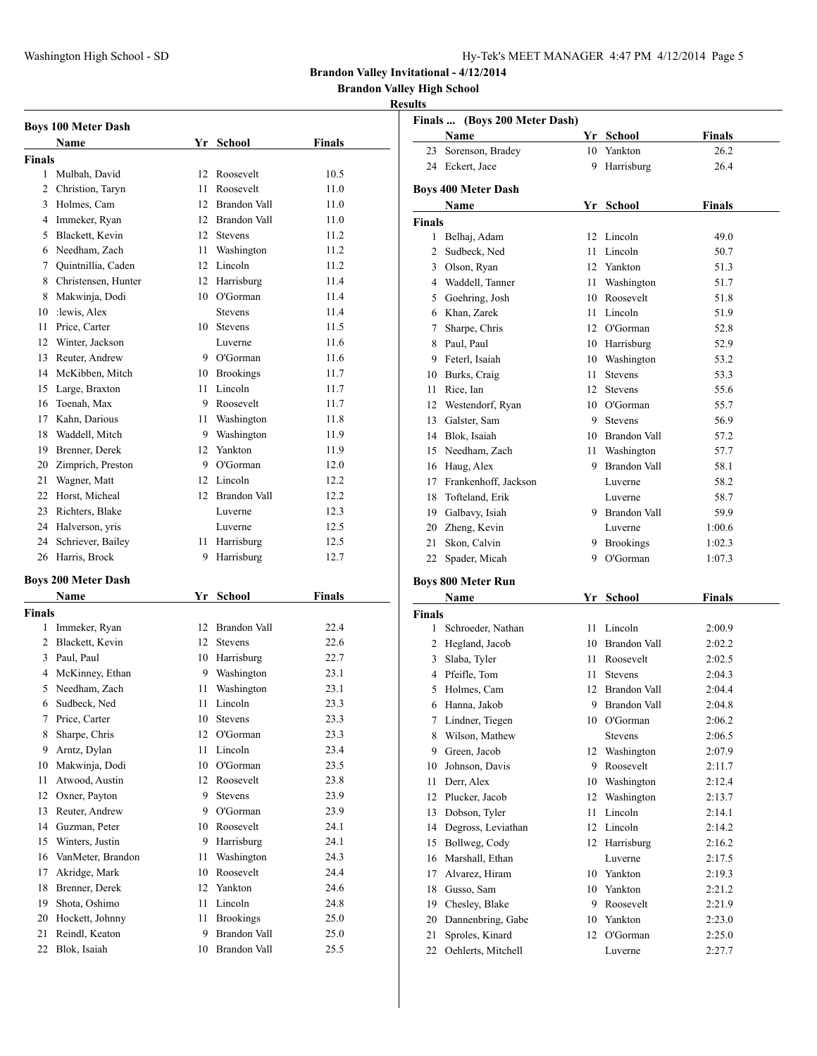**Brandon Valley Invitational - 4/12/2014**

**Brandon Valley High School**

**Results**

### Boys 100 Meter Dash

| | Name | Yr | School | Finals |
|---|---|---|---|---|
| **Finals** | | | | |
| 1 | Mulbah, David | 12 | Roosevelt | 10.5 |
| 2 | Christion, Taryn | 11 | Roosevelt | 11.0 |
| 3 | Holmes, Cam | 12 | Brandon Vall | 11.0 |
| 4 | Immeker, Ryan | 12 | Brandon Vall | 11.0 |
| 5 | Blackett, Kevin | 12 | Stevens | 11.2 |
| 6 | Needham, Zach | 11 | Washington | 11.2 |
| 7 | Quintnillia, Caden | 12 | Lincoln | 11.2 |
| 8 | Christensen, Hunter | 12 | Harrisburg | 11.4 |
| 8 | Makwinja, Dodi | 10 | O'Gorman | 11.4 |
| 10 | :lewis, Alex | | Stevens | 11.4 |
| 11 | Price, Carter | 10 | Stevens | 11.5 |
| 12 | Winter, Jackson | | Luverne | 11.6 |
| 13 | Reuter, Andrew | 9 | O'Gorman | 11.6 |
| 14 | McKibben, Mitch | 10 | Brookings | 11.7 |
| 15 | Large, Braxton | 11 | Lincoln | 11.7 |
| 16 | Toenah, Max | 9 | Roosevelt | 11.7 |
| 17 | Kahn, Darious | 11 | Washington | 11.8 |
| 18 | Waddell, Mitch | 9 | Washington | 11.9 |
| 19 | Brenner, Derek | 12 | Yankton | 11.9 |
| 20 | Zimprich, Preston | 9 | O'Gorman | 12.0 |
| 21 | Wagner, Matt | 12 | Lincoln | 12.2 |
| 22 | Horst, Micheal | 12 | Brandon Vall | 12.2 |
| 23 | Richters, Blake | | Luverne | 12.3 |
| 24 | Halverson, yris | | Luverne | 12.5 |
| 24 | Schriever, Bailey | 11 | Harrisburg | 12.5 |
| 26 | Harris, Brock | 9 | Harrisburg | 12.7 |

### Boys 200 Meter Dash

| | Name | Yr | School | Finals |
|---|---|---|---|---|
| **Finals** | | | | |
| 1 | Immeker, Ryan | 12 | Brandon Vall | 22.4 |
| 2 | Blackett, Kevin | 12 | Stevens | 22.6 |
| 3 | Paul, Paul | 10 | Harrisburg | 22.7 |
| 4 | McKinney, Ethan | 9 | Washington | 23.1 |
| 5 | Needham, Zach | 11 | Washington | 23.1 |
| 6 | Sudbeck, Ned | 11 | Lincoln | 23.3 |
| 7 | Price, Carter | 10 | Stevens | 23.3 |
| 8 | Sharpe, Chris | 12 | O'Gorman | 23.3 |
| 9 | Arntz, Dylan | 11 | Lincoln | 23.4 |
| 10 | Makwinja, Dodi | 10 | O'Gorman | 23.5 |
| 11 | Atwood, Austin | 12 | Roosevelt | 23.8 |
| 12 | Oxner, Payton | 9 | Stevens | 23.9 |
| 13 | Reuter, Andrew | 9 | O'Gorman | 23.9 |
| 14 | Guzman, Peter | 10 | Roosevelt | 24.1 |
| 15 | Winters, Justin | 9 | Harrisburg | 24.1 |
| 16 | VanMeter, Brandon | 11 | Washington | 24.3 |
| 17 | Akridge, Mark | 10 | Roosevelt | 24.4 |
| 18 | Brenner, Derek | 12 | Yankton | 24.6 |
| 19 | Shota, Oshimo | 11 | Lincoln | 24.8 |
| 20 | Hockett, Johnny | 11 | Brookings | 25.0 |
| 21 | Reindl, Keaton | 9 | Brandon Vall | 25.0 |
| 22 | Blok, Isaiah | 10 | Brandon Vall | 25.5 |
| 23 | Sorenson, Bradey | 10 | Yankton | 26.2 |
| 24 | Eckert, Jace | 9 | Harrisburg | 26.4 |

### Boys 400 Meter Dash

| | Name | Yr | School | Finals |
|---|---|---|---|---|
| **Finals** | | | | |
| 1 | Belhaj, Adam | 12 | Lincoln | 49.0 |
| 2 | Sudbeck, Ned | 11 | Lincoln | 50.7 |
| 3 | Olson, Ryan | 12 | Yankton | 51.3 |
| 4 | Waddell, Tanner | 11 | Washington | 51.7 |
| 5 | Goehring, Josh | 10 | Roosevelt | 51.8 |
| 6 | Khan, Zarek | 11 | Lincoln | 51.9 |
| 7 | Sharpe, Chris | 12 | O'Gorman | 52.8 |
| 8 | Paul, Paul | 10 | Harrisburg | 52.9 |
| 9 | Feterl, Isaiah | 10 | Washington | 53.2 |
| 10 | Burks, Craig | 11 | Stevens | 53.3 |
| 11 | Rice, Ian | 12 | Stevens | 55.6 |
| 12 | Westendorf, Ryan | 10 | O'Gorman | 55.7 |
| 13 | Galster, Sam | 9 | Stevens | 56.9 |
| 14 | Blok, Isaiah | 10 | Brandon Vall | 57.2 |
| 15 | Needham, Zach | 11 | Washington | 57.7 |
| 16 | Haug, Alex | 9 | Brandon Vall | 58.1 |
| 17 | Frankenhoff, Jackson | | Luverne | 58.2 |
| 18 | Tofteland, Erik | | Luverne | 58.7 |
| 19 | Galbavy, Isiah | 9 | Brandon Vall | 59.9 |
| 20 | Zheng, Kevin | | Luverne | 1:00.6 |
| 21 | Skon, Calvin | 9 | Brookings | 1:02.3 |
| 22 | Spader, Micah | 9 | O'Gorman | 1:07.3 |

### Boys 800 Meter Run

| | Name | Yr | School | Finals |
|---|---|---|---|---|
| **Finals** | | | | |
| 1 | Schroeder, Nathan | 11 | Lincoln | 2:00.9 |
| 2 | Hegland, Jacob | 10 | Brandon Vall | 2:02.2 |
| 3 | Slaba, Tyler | 11 | Roosevelt | 2:02.5 |
| 4 | Pfeifle, Tom | 11 | Stevens | 2:04.3 |
| 5 | Holmes, Cam | 12 | Brandon Vall | 2:04.4 |
| 6 | Hanna, Jakob | 9 | Brandon Vall | 2:04.8 |
| 7 | Lindner, Tiegen | 10 | O'Gorman | 2:06.2 |
| 8 | Wilson, Mathew | | Stevens | 2:06.5 |
| 9 | Green, Jacob | 12 | Washington | 2:07.9 |
| 10 | Johnson, Davis | 9 | Roosevelt | 2:11.7 |
| 11 | Derr, Alex | 10 | Washington | 2:12.4 |
| 12 | Plucker, Jacob | 12 | Washington | 2:13.7 |
| 13 | Dobson, Tyler | 11 | Lincoln | 2:14.1 |
| 14 | Degross, Leviathan | 12 | Lincoln | 2:14.2 |
| 15 | Bollweg, Cody | 12 | Harrisburg | 2:16.2 |
| 16 | Marshall, Ethan | | Luverne | 2:17.5 |
| 17 | Alvarez, Hiram | 10 | Yankton | 2:19.3 |
| 18 | Gusso, Sam | 10 | Yankton | 2:21.2 |
| 19 | Chesley, Blake | 9 | Roosevelt | 2:21.9 |
| 20 | Dannenbring, Gabe | 10 | Yankton | 2:23.0 |
| 21 | Sproles, Kinard | 12 | O'Gorman | 2:25.0 |
| 22 | Oehlerts, Mitchell | | Luverne | 2:27.7 |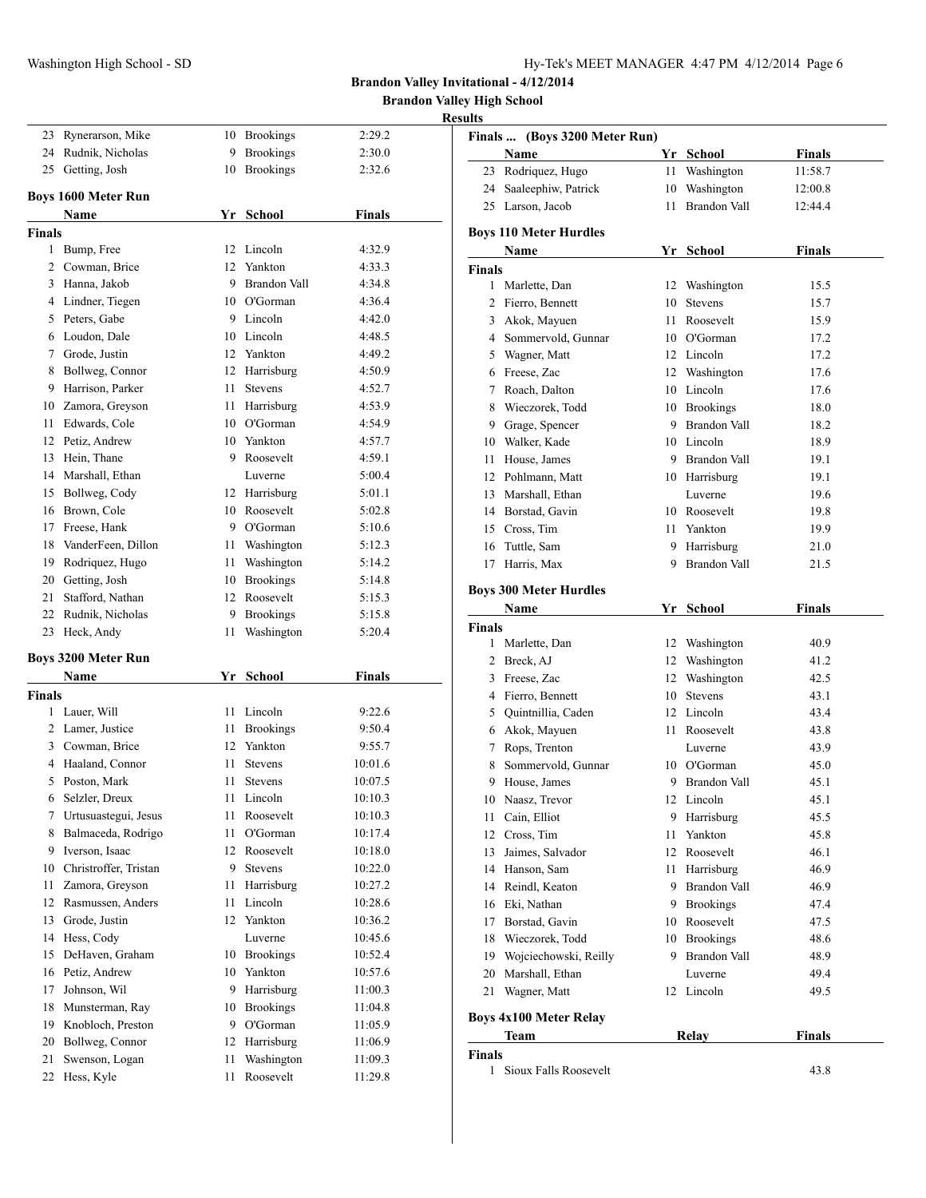| | Name | Yr | School | Finals |
|---|---|---|---|---|
| 23 | Rynerarson, Mike | 10 | Brookings | 2:29.2 |
| 24 | Rudnik, Nicholas | 9 | Brookings | 2:30.0 |
| 25 | Getting, Josh | 10 | Brookings | 2:32.6 |

## Boys 1600 Meter Run

**Finals**

| | Name | Yr | School | Finals |
|---|---|---|---|---|
| 1 | Bump, Free | 12 | Lincoln | 4:32.9 |
| 2 | Cowman, Brice | 12 | Yankton | 4:33.3 |
| 3 | Hanna, Jakob | 9 | Brandon Vall | 4:34.8 |
| 4 | Lindner, Tiegen | 10 | O'Gorman | 4:36.4 |
| 5 | Peters, Gabe | 9 | Lincoln | 4:42.0 |
| 6 | Loudon, Dale | 10 | Lincoln | 4:48.5 |
| 7 | Grode, Justin | 12 | Yankton | 4:49.2 |
| 8 | Bollweg, Connor | 12 | Harrisburg | 4:50.9 |
| 9 | Harrison, Parker | 11 | Stevens | 4:52.7 |
| 10 | Zamora, Greyson | 11 | Harrisburg | 4:53.9 |
| 11 | Edwards, Cole | 10 | O'Gorman | 4:54.9 |
| 12 | Petiz, Andrew | 10 | Yankton | 4:57.7 |
| 13 | Hein, Thane | 9 | Roosevelt | 4:59.1 |
| 14 | Marshall, Ethan | | Luverne | 5:00.4 |
| 15 | Bollweg, Cody | 12 | Harrisburg | 5:01.1 |
| 16 | Brown, Cole | 10 | Roosevelt | 5:02.8 |
| 17 | Freese, Hank | 9 | O'Gorman | 5:10.6 |
| 18 | VanderFeen, Dillon | 11 | Washington | 5:12.3 |
| 19 | Rodriquez, Hugo | 11 | Washington | 5:14.2 |
| 20 | Getting, Josh | 10 | Brookings | 5:14.8 |
| 21 | Stafford, Nathan | 12 | Roosevelt | 5:15.3 |
| 22 | Rudnik, Nicholas | 9 | Brookings | 5:15.8 |
| 23 | Heck, Andy | 11 | Washington | 5:20.4 |

## Boys 3200 Meter Run

**Finals**

| | Name | Yr | School | Finals |
|---|---|---|---|---|
| 1 | Lauer, Will | 11 | Lincoln | 9:22.6 |
| 2 | Lamer, Justice | 11 | Brookings | 9:50.4 |
| 3 | Cowman, Brice | 12 | Yankton | 9:55.7 |
| 4 | Haaland, Connor | 11 | Stevens | 10:01.6 |
| 5 | Poston, Mark | 11 | Stevens | 10:07.5 |
| 6 | Selzler, Dreux | 11 | Lincoln | 10:10.3 |
| 7 | Urtusuastegui, Jesus | 11 | Roosevelt | 10:10.3 |
| 8 | Balmaceda, Rodrigo | 11 | O'Gorman | 10:17.4 |
| 9 | Iverson, Isaac | 12 | Roosevelt | 10:18.0 |
| 10 | Christroffer, Tristan | 9 | Stevens | 10:22.0 |
| 11 | Zamora, Greyson | 11 | Harrisburg | 10:27.2 |
| 12 | Rasmussen, Anders | 11 | Lincoln | 10:28.6 |
| 13 | Grode, Justin | 12 | Yankton | 10:36.2 |
| 14 | Hess, Cody | | Luverne | 10:45.6 |
| 15 | DeHaven, Graham | 10 | Brookings | 10:52.4 |
| 16 | Petiz, Andrew | 10 | Yankton | 10:57.6 |
| 17 | Johnson, Wil | 9 | Harrisburg | 11:00.3 |
| 18 | Munsterman, Ray | 10 | Brookings | 11:04.8 |
| 19 | Knobloch, Preston | 9 | O'Gorman | 11:05.9 |
| 20 | Bollweg, Connor | 12 | Harrisburg | 11:06.9 |
| 21 | Swenson, Logan | 11 | Washington | 11:09.3 |
| 22 | Hess, Kyle | 11 | Roosevelt | 11:29.8 |
| 23 | Rodriquez, Hugo | 11 | Washington | 11:58.7 |
| 24 | Saaleephiw, Patrick | 10 | Washington | 12:00.8 |
| 25 | Larson, Jacob | 11 | Brandon Vall | 12:44.4 |

## Boys 110 Meter Hurdles

**Finals**

| | Name | Yr | School | Finals |
|---|---|---|---|---|
| 1 | Marlette, Dan | 12 | Washington | 15.5 |
| 2 | Fierro, Bennett | 10 | Stevens | 15.7 |
| 3 | Akok, Mayuen | 11 | Roosevelt | 15.9 |
| 4 | Sommervold, Gunnar | 10 | O'Gorman | 17.2 |
| 5 | Wagner, Matt | 12 | Lincoln | 17.2 |
| 6 | Freese, Zac | 12 | Washington | 17.6 |
| 7 | Roach, Dalton | 10 | Lincoln | 17.6 |
| 8 | Wieczorek, Todd | 10 | Brookings | 18.0 |
| 9 | Grage, Spencer | 9 | Brandon Vall | 18.2 |
| 10 | Walker, Kade | 10 | Lincoln | 18.9 |
| 11 | House, James | 9 | Brandon Vall | 19.1 |
| 12 | Pohlmann, Matt | 10 | Harrisburg | 19.1 |
| 13 | Marshall, Ethan | | Luverne | 19.6 |
| 14 | Borstad, Gavin | 10 | Roosevelt | 19.8 |
| 15 | Cross, Tim | 11 | Yankton | 19.9 |
| 16 | Tuttle, Sam | 9 | Harrisburg | 21.0 |
| 17 | Harris, Max | 9 | Brandon Vall | 21.5 |

## Boys 300 Meter Hurdles

**Finals**

| | Name | Yr | School | Finals |
|---|---|---|---|---|
| 1 | Marlette, Dan | 12 | Washington | 40.9 |
| 2 | Breck, AJ | 12 | Washington | 41.2 |
| 3 | Freese, Zac | 12 | Washington | 42.5 |
| 4 | Fierro, Bennett | 10 | Stevens | 43.1 |
| 5 | Quintnillia, Caden | 12 | Lincoln | 43.4 |
| 6 | Akok, Mayuen | 11 | Roosevelt | 43.8 |
| 7 | Rops, Trenton | | Luverne | 43.9 |
| 8 | Sommervold, Gunnar | 10 | O'Gorman | 45.0 |
| 9 | House, James | 9 | Brandon Vall | 45.1 |
| 10 | Naasz, Trevor | 12 | Lincoln | 45.1 |
| 11 | Cain, Elliot | 9 | Harrisburg | 45.5 |
| 12 | Cross, Tim | 11 | Yankton | 45.8 |
| 13 | Jaimes, Salvador | 12 | Roosevelt | 46.1 |
| 14 | Hanson, Sam | 11 | Harrisburg | 46.9 |
| 14 | Reindl, Keaton | 9 | Brandon Vall | 46.9 |
| 16 | Eki, Nathan | 9 | Brookings | 47.4 |
| 17 | Borstad, Gavin | 10 | Roosevelt | 47.5 |
| 18 | Wieczorek, Todd | 10 | Brookings | 48.6 |
| 19 | Wojciechowski, Reilly | 9 | Brandon Vall | 48.9 |
| 20 | Marshall, Ethan | | Luverne | 49.4 |
| 21 | Wagner, Matt | 12 | Lincoln | 49.5 |

## Boys 4x100 Meter Relay

**Finals**

| | Team | Relay | Finals |
|---|---|---|---|
| 1 | Sioux Falls Roosevelt | | 43.8 |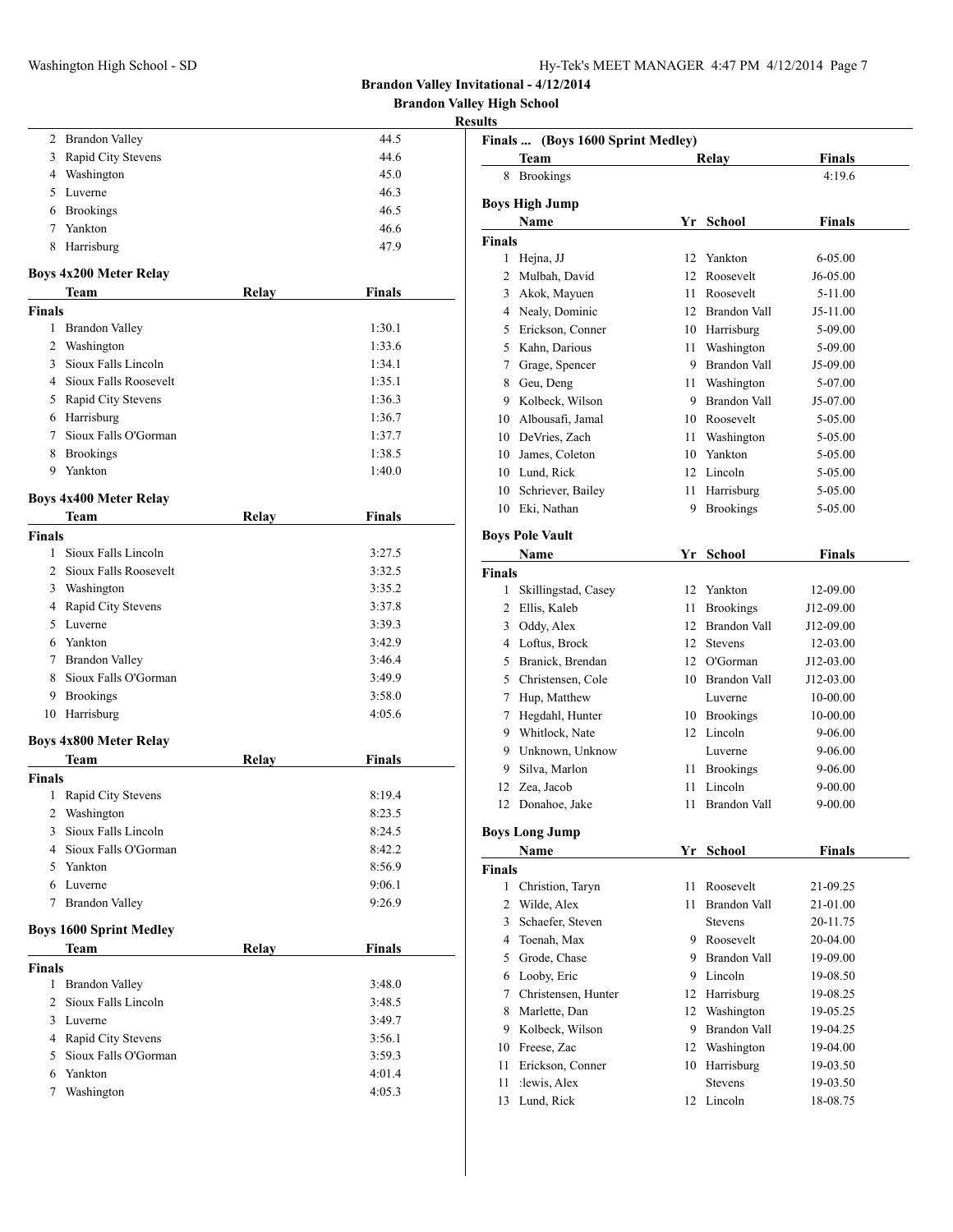## Brandon Valley Invitational - 4/12/2014

### Brandon Valley High School

### Results

| | Team | Relay | Finals |
|---|---|---|---|
| 2 | Brandon Valley | | 44.5 |
| 3 | Rapid City Stevens | | 44.6 |
| 4 | Washington | | 45.0 |
| 5 | Luverne | | 46.3 |
| 6 | Brookings | | 46.5 |
| 7 | Yankton | | 46.6 |
| 8 | Harrisburg | | 47.9 |

### Boys 4x200 Meter Relay

| | Team | Relay | Finals |
|---|---|---|---|
| **Finals** | | | |
| 1 | Brandon Valley | | 1:30.1 |
| 2 | Washington | | 1:33.6 |
| 3 | Sioux Falls Lincoln | | 1:34.1 |
| 4 | Sioux Falls Roosevelt | | 1:35.1 |
| 5 | Rapid City Stevens | | 1:36.3 |
| 6 | Harrisburg | | 1:36.7 |
| 7 | Sioux Falls O'Gorman | | 1:37.7 |
| 8 | Brookings | | 1:38.5 |
| 9 | Yankton | | 1:40.0 |

### Boys 4x400 Meter Relay

| | Team | Relay | Finals |
|---|---|---|---|
| **Finals** | | | |
| 1 | Sioux Falls Lincoln | | 3:27.5 |
| 2 | Sioux Falls Roosevelt | | 3:32.5 |
| 3 | Washington | | 3:35.2 |
| 4 | Rapid City Stevens | | 3:37.8 |
| 5 | Luverne | | 3:39.3 |
| 6 | Yankton | | 3:42.9 |
| 7 | Brandon Valley | | 3:46.4 |
| 8 | Sioux Falls O'Gorman | | 3:49.9 |
| 9 | Brookings | | 3:58.0 |
| 10 | Harrisburg | | 4:05.6 |

### Boys 4x800 Meter Relay

| | Team | Relay | Finals |
|---|---|---|---|
| **Finals** | | | |
| 1 | Rapid City Stevens | | 8:19.4 |
| 2 | Washington | | 8:23.5 |
| 3 | Sioux Falls Lincoln | | 8:24.5 |
| 4 | Sioux Falls O'Gorman | | 8:42.2 |
| 5 | Yankton | | 8:56.9 |
| 6 | Luverne | | 9:06.1 |
| 7 | Brandon Valley | | 9:26.9 |

### Boys 1600 Sprint Medley

| | Team | Relay | Finals |
|---|---|---|---|
| **Finals** | | | |
| 1 | Brandon Valley | | 3:48.0 |
| 2 | Sioux Falls Lincoln | | 3:48.5 |
| 3 | Luverne | | 3:49.7 |
| 4 | Rapid City Stevens | | 3:56.1 |
| 5 | Sioux Falls O'Gorman | | 3:59.3 |
| 6 | Yankton | | 4:01.4 |
| 7 | Washington | | 4:05.3 |
| 8 | Brookings | | 4:19.6 |

### Boys High Jump

| | Name | Yr | School | Finals |
|---|---|---|---|---|
| **Finals** | | | | |
| 1 | Hejna, JJ | 12 | Yankton | 6-05.00 |
| 2 | Mulbah, David | 12 | Roosevelt | J6-05.00 |
| 3 | Akok, Mayuen | 11 | Roosevelt | 5-11.00 |
| 4 | Nealy, Dominic | 12 | Brandon Vall | J5-11.00 |
| 5 | Erickson, Conner | 10 | Harrisburg | 5-09.00 |
| 5 | Kahn, Darious | 11 | Washington | 5-09.00 |
| 7 | Grage, Spencer | 9 | Brandon Vall | J5-09.00 |
| 8 | Geu, Deng | 11 | Washington | 5-07.00 |
| 9 | Kolbeck, Wilson | 9 | Brandon Vall | J5-07.00 |
| 10 | Albousafi, Jamal | 10 | Roosevelt | 5-05.00 |
| 10 | DeVries, Zach | 11 | Washington | 5-05.00 |
| 10 | James, Coleton | 10 | Yankton | 5-05.00 |
| 10 | Lund, Rick | 12 | Lincoln | 5-05.00 |
| 10 | Schriever, Bailey | 11 | Harrisburg | 5-05.00 |
| 10 | Eki, Nathan | 9 | Brookings | 5-05.00 |

### Boys Pole Vault

| | Name | Yr | School | Finals |
|---|---|---|---|---|
| **Finals** | | | | |
| 1 | Skillingstad, Casey | 12 | Yankton | 12-09.00 |
| 2 | Ellis, Kaleb | 11 | Brookings | J12-09.00 |
| 3 | Oddy, Alex | 12 | Brandon Vall | J12-09.00 |
| 4 | Loftus, Brock | 12 | Stevens | 12-03.00 |
| 5 | Branick, Brendan | 12 | O'Gorman | J12-03.00 |
| 5 | Christensen, Cole | 10 | Brandon Vall | J12-03.00 |
| 7 | Hup, Matthew | | Luverne | 10-00.00 |
| 7 | Hegdahl, Hunter | 10 | Brookings | 10-00.00 |
| 9 | Whitlock, Nate | 12 | Lincoln | 9-06.00 |
| 9 | Unknown, Unknow | | Luverne | 9-06.00 |
| 9 | Silva, Marlon | 11 | Brookings | 9-06.00 |
| 12 | Zea, Jacob | 11 | Lincoln | 9-00.00 |
| 12 | Donahoe, Jake | 11 | Brandon Vall | 9-00.00 |

### Boys Long Jump

| | Name | Yr | School | Finals |
|---|---|---|---|---|
| **Finals** | | | | |
| 1 | Christion, Taryn | 11 | Roosevelt | 21-09.25 |
| 2 | Wilde, Alex | 11 | Brandon Vall | 21-01.00 |
| 3 | Schaefer, Steven | | Stevens | 20-11.75 |
| 4 | Toenah, Max | 9 | Roosevelt | 20-04.00 |
| 5 | Grode, Chase | 9 | Brandon Vall | 19-09.00 |
| 6 | Looby, Eric | 9 | Lincoln | 19-08.50 |
| 7 | Christensen, Hunter | 12 | Harrisburg | 19-08.25 |
| 8 | Marlette, Dan | 12 | Washington | 19-05.25 |
| 9 | Kolbeck, Wilson | 9 | Brandon Vall | 19-04.25 |
| 10 | Freese, Zac | 12 | Washington | 19-04.00 |
| 11 | Erickson, Conner | 10 | Harrisburg | 19-03.50 |
| 11 | :lewis, Alex | | Stevens | 19-03.50 |
| 13 | Lund, Rick | 12 | Lincoln | 18-08.75 |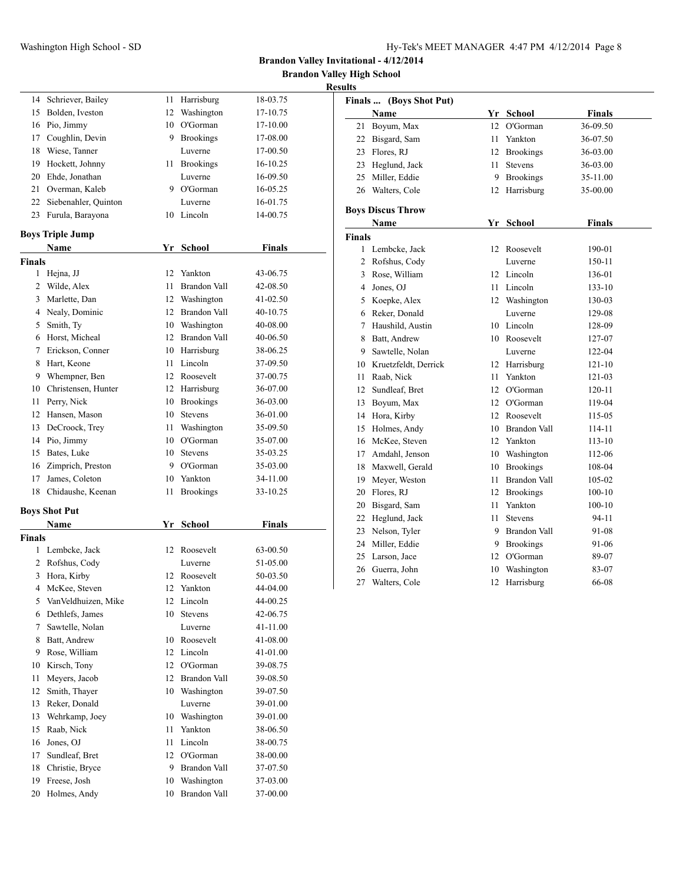**Brandon Valley Invitational - 4/12/2014**
**Brandon Valley High School**
**Results**

| | Name | Yr | School | Finals |
|---|---|---|---|---|
| 14 | Schriever, Bailey | 11 | Harrisburg | 18-03.75 |
| 15 | Bolden, Iveston | 12 | Washington | 17-10.75 |
| 16 | Pio, Jimmy | 10 | O'Gorman | 17-10.00 |
| 17 | Coughlin, Devin | 9 | Brookings | 17-08.00 |
| 18 | Wiese, Tanner | | Luverne | 17-00.50 |
| 19 | Hockett, Johnny | 11 | Brookings | 16-10.25 |
| 20 | Ehde, Jonathan | | Luverne | 16-09.50 |
| 21 | Overman, Kaleb | 9 | O'Gorman | 16-05.25 |
| 22 | Siebenahler, Quinton | | Luverne | 16-01.75 |
| 23 | Furula, Barayona | 10 | Lincoln | 14-00.75 |

## Boys Triple Jump

**Finals**

| | Name | Yr | School | Finals |
|---|---|---|---|---|
| 1 | Hejna, JJ | 12 | Yankton | 43-06.75 |
| 2 | Wilde, Alex | 11 | Brandon Vall | 42-08.50 |
| 3 | Marlette, Dan | 12 | Washington | 41-02.50 |
| 4 | Nealy, Dominic | 12 | Brandon Vall | 40-10.75 |
| 5 | Smith, Ty | 10 | Washington | 40-08.00 |
| 6 | Horst, Micheal | 12 | Brandon Vall | 40-06.50 |
| 7 | Erickson, Conner | 10 | Harrisburg | 38-06.25 |
| 8 | Hart, Keone | 11 | Lincoln | 37-09.50 |
| 9 | Whempner, Ben | 12 | Roosevelt | 37-00.75 |
| 10 | Christensen, Hunter | 12 | Harrisburg | 36-07.00 |
| 11 | Perry, Nick | 10 | Brookings | 36-03.00 |
| 12 | Hansen, Mason | 10 | Stevens | 36-01.00 |
| 13 | DeCroock, Trey | 11 | Washington | 35-09.50 |
| 14 | Pio, Jimmy | 10 | O'Gorman | 35-07.00 |
| 15 | Bates, Luke | 10 | Stevens | 35-03.25 |
| 16 | Zimprich, Preston | 9 | O'Gorman | 35-03.00 |
| 17 | James, Coleton | 10 | Yankton | 34-11.00 |
| 18 | Chidaushe, Keenan | 11 | Brookings | 33-10.25 |

## Boys Shot Put

**Finals**

| | Name | Yr | School | Finals |
|---|---|---|---|---|
| 1 | Lembcke, Jack | 12 | Roosevelt | 63-00.50 |
| 2 | Rofshus, Cody | | Luverne | 51-05.00 |
| 3 | Hora, Kirby | 12 | Roosevelt | 50-03.50 |
| 4 | McKee, Steven | 12 | Yankton | 44-04.00 |
| 5 | VanVeldhuizen, Mike | 12 | Lincoln | 44-00.25 |
| 6 | Dethlefs, James | 10 | Stevens | 42-06.75 |
| 7 | Sawtelle, Nolan | | Luverne | 41-11.00 |
| 8 | Batt, Andrew | 10 | Roosevelt | 41-08.00 |
| 9 | Rose, William | 12 | Lincoln | 41-01.00 |
| 10 | Kirsch, Tony | 12 | O'Gorman | 39-08.75 |
| 11 | Meyers, Jacob | 12 | Brandon Vall | 39-08.50 |
| 12 | Smith, Thayer | 10 | Washington | 39-07.50 |
| 13 | Reker, Donald | | Luverne | 39-01.00 |
| 13 | Wehrkamp, Joey | 10 | Washington | 39-01.00 |
| 15 | Raab, Nick | 11 | Yankton | 38-06.50 |
| 16 | Jones, OJ | 11 | Lincoln | 38-00.75 |
| 17 | Sundleaf, Bret | 12 | O'Gorman | 38-00.00 |
| 18 | Christie, Bryce | 9 | Brandon Vall | 37-07.50 |
| 19 | Freese, Josh | 10 | Washington | 37-03.00 |
| 20 | Holmes, Andy | 10 | Brandon Vall | 37-00.00 |
| 21 | Boyum, Max | 12 | O'Gorman | 36-09.50 |
| 22 | Bisgard, Sam | 11 | Yankton | 36-07.50 |
| 23 | Flores, RJ | 12 | Brookings | 36-03.00 |
| 23 | Heglund, Jack | 11 | Stevens | 36-03.00 |
| 25 | Miller, Eddie | 9 | Brookings | 35-11.00 |
| 26 | Walters, Cole | 12 | Harrisburg | 35-00.00 |

## Boys Discus Throw

**Finals**

| | Name | Yr | School | Finals |
|---|---|---|---|---|
| 1 | Lembcke, Jack | 12 | Roosevelt | 190-01 |
| 2 | Rofshus, Cody | | Luverne | 150-11 |
| 3 | Rose, William | 12 | Lincoln | 136-01 |
| 4 | Jones, OJ | 11 | Lincoln | 133-10 |
| 5 | Koepke, Alex | 12 | Washington | 130-03 |
| 6 | Reker, Donald | | Luverne | 129-08 |
| 7 | Haushild, Austin | 10 | Lincoln | 128-09 |
| 8 | Batt, Andrew | 10 | Roosevelt | 127-07 |
| 9 | Sawtelle, Nolan | | Luverne | 122-04 |
| 10 | Kruetzfeldt, Derrick | 12 | Harrisburg | 121-10 |
| 11 | Raab, Nick | 11 | Yankton | 121-03 |
| 12 | Sundleaf, Bret | 12 | O'Gorman | 120-11 |
| 13 | Boyum, Max | 12 | O'Gorman | 119-04 |
| 14 | Hora, Kirby | 12 | Roosevelt | 115-05 |
| 15 | Holmes, Andy | 10 | Brandon Vall | 114-11 |
| 16 | McKee, Steven | 12 | Yankton | 113-10 |
| 17 | Amdahl, Jenson | 10 | Washington | 112-06 |
| 18 | Maxwell, Gerald | 10 | Brookings | 108-04 |
| 19 | Meyer, Weston | 11 | Brandon Vall | 105-02 |
| 20 | Flores, RJ | 12 | Brookings | 100-10 |
| 20 | Bisgard, Sam | 11 | Yankton | 100-10 |
| 22 | Heglund, Jack | 11 | Stevens | 94-11 |
| 23 | Nelson, Tyler | 9 | Brandon Vall | 91-08 |
| 24 | Miller, Eddie | 9 | Brookings | 91-06 |
| 25 | Larson, Jace | 12 | O'Gorman | 89-07 |
| 26 | Guerra, John | 10 | Washington | 83-07 |
| 27 | Walters, Cole | 12 | Harrisburg | 66-08 |